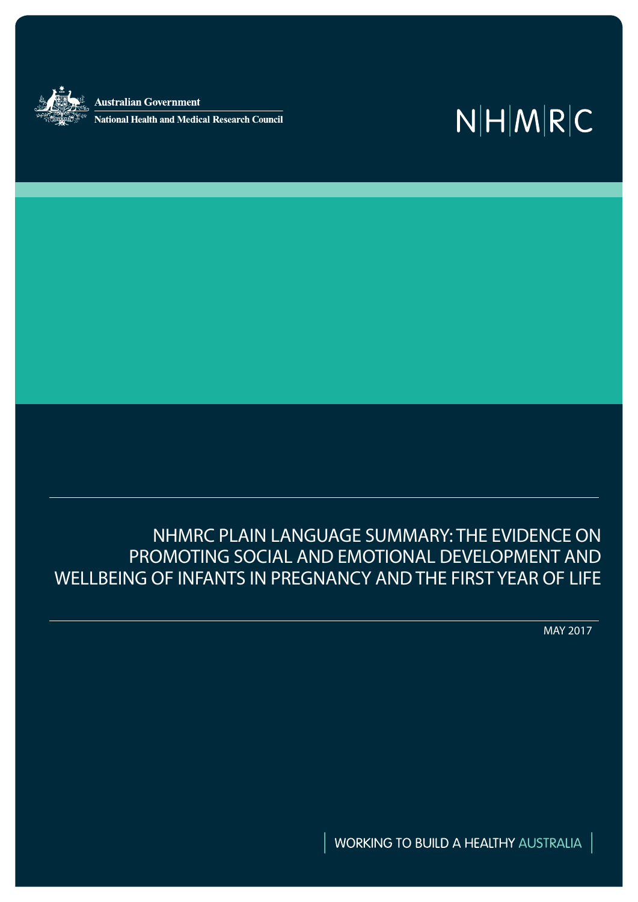Australian Government

National Health and Medical Research Council

NHMRC

# NHMRC PLAIN LANGUAGE SUMMARY: THE EVIDENCE ON PROMOTING SOCIAL AND EMOTIONAL DEVELOPMENT AND WELLBEING OF INFANTS IN PREGNANCY AND THE FIRST YEAR OF LIFE

MAY 2017

WORKING TO BUILD A HEALTHY AUSTRALIA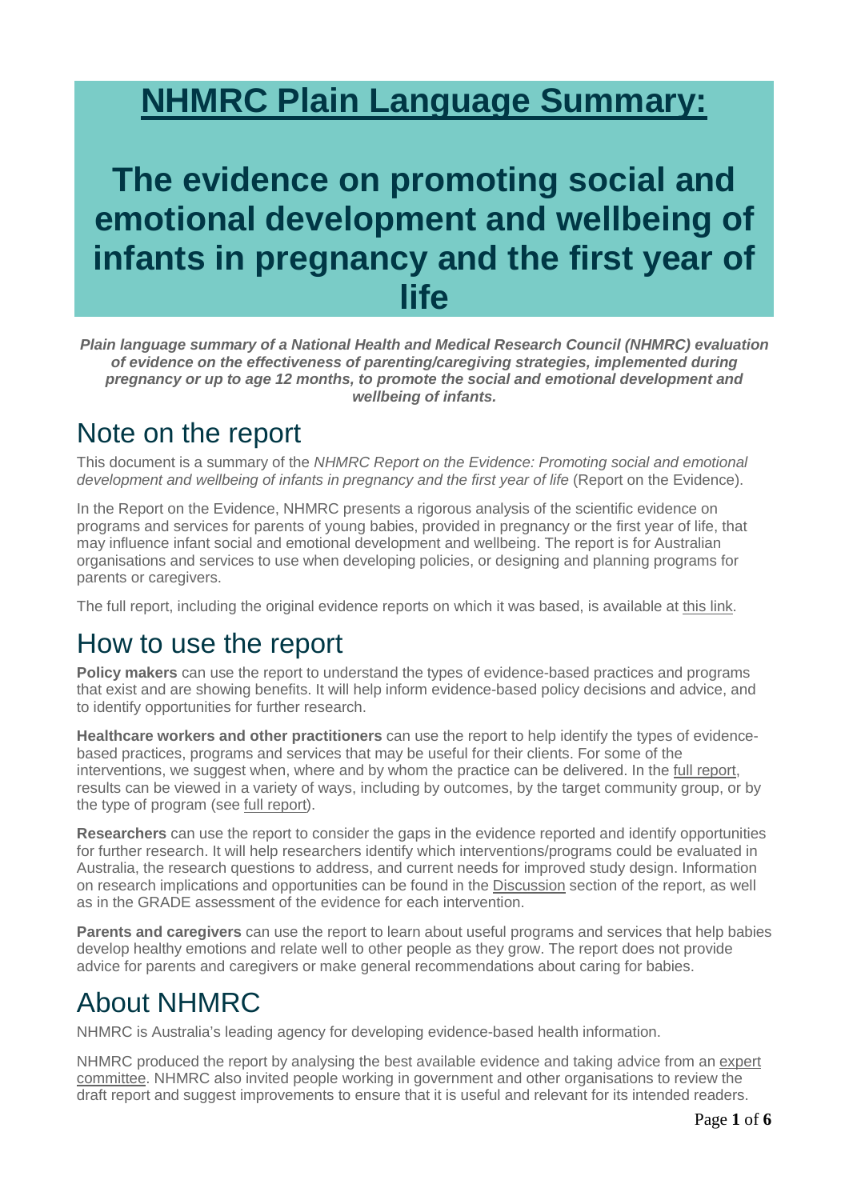# NHMRC Plain Language Summary:

# The evidence on promoting social and emotional development and wellbeing of infants in pregnancy and the first year of life

***Plain language summary of a National Health and Medical Research Council (NHMRC) evaluation of evidence on the effectiveness of parenting/caregiving strategies, implemented during pregnancy or up to age 12 months, to promote the social and emotional development and wellbeing of infants.***

## Note on the report

This document is a summary of the *NHMRC Report on the Evidence: Promoting social and emotional development and wellbeing of infants in pregnancy and the first year of life* (Report on the Evidence).

In the Report on the Evidence, NHMRC presents a rigorous analysis of the scientific evidence on programs and services for parents of young babies, provided in pregnancy or the first year of life, that may influence infant social and emotional development and wellbeing. The report is for Australian organisations and services to use when developing policies, or designing and planning programs for parents or caregivers.

The full report, including the original evidence reports on which it was based, is available at this link.

## How to use the report

**Policy makers** can use the report to understand the types of evidence-based practices and programs that exist and are showing benefits. It will help inform evidence-based policy decisions and advice, and to identify opportunities for further research.

**Healthcare workers and other practitioners** can use the report to help identify the types of evidence-based practices, programs and services that may be useful for their clients. For some of the interventions, we suggest when, where and by whom the practice can be delivered. In the full report, results can be viewed in a variety of ways, including by outcomes, by the target community group, or by the type of program (see full report).

**Researchers** can use the report to consider the gaps in the evidence reported and identify opportunities for further research. It will help researchers identify which interventions/programs could be evaluated in Australia, the research questions to address, and current needs for improved study design. Information on research implications and opportunities can be found in the Discussion section of the report, as well as in the GRADE assessment of the evidence for each intervention.

**Parents and caregivers** can use the report to learn about useful programs and services that help babies develop healthy emotions and relate well to other people as they grow. The report does not provide advice for parents and caregivers or make general recommendations about caring for babies.

## About NHMRC

NHMRC is Australia's leading agency for developing evidence-based health information.

NHMRC produced the report by analysing the best available evidence and taking advice from an expert committee. NHMRC also invited people working in government and other organisations to review the draft report and suggest improvements to ensure that it is useful and relevant for its intended readers.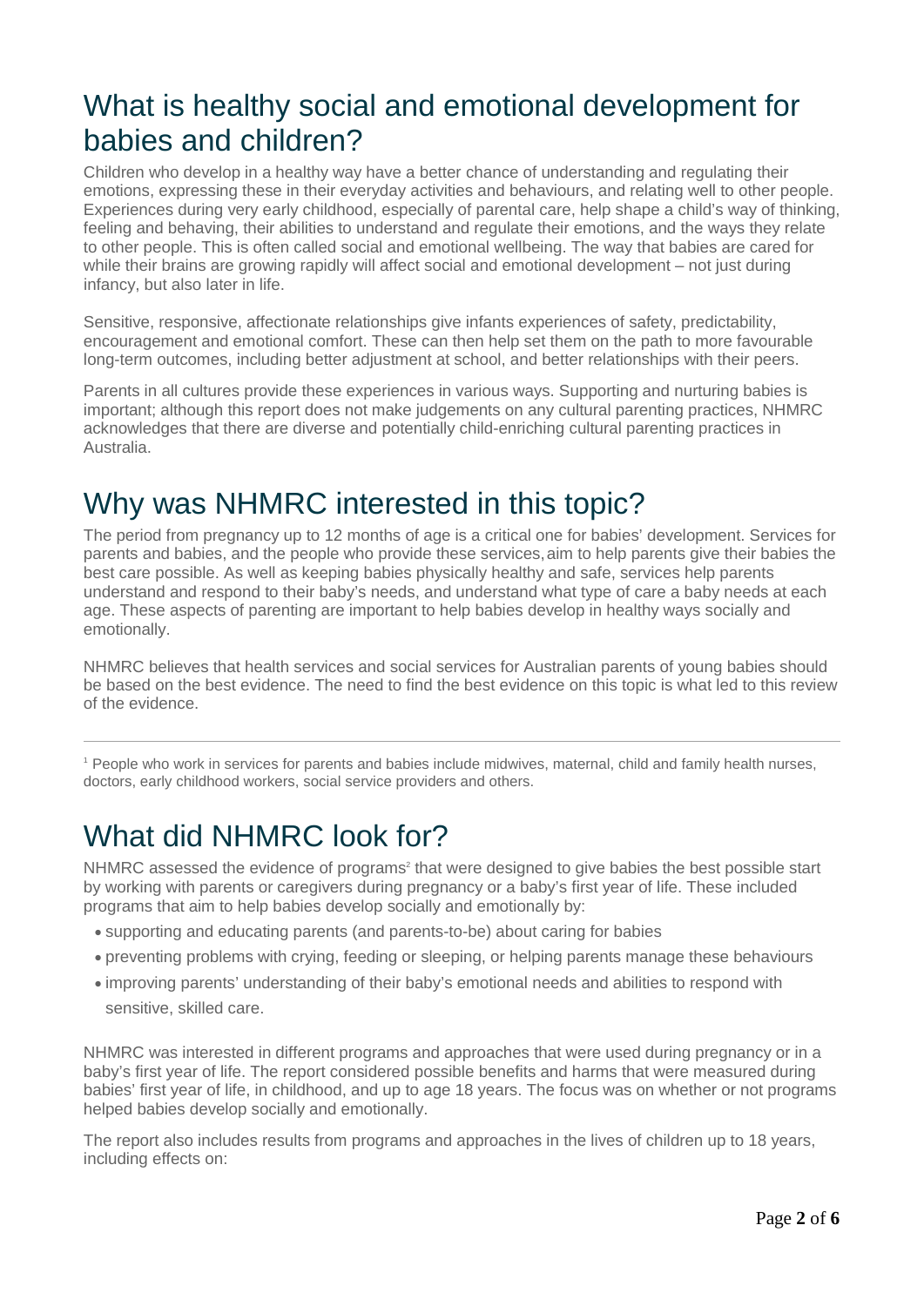# What is healthy social and emotional development for babies and children?

Children who develop in a healthy way have a better chance of understanding and regulating their emotions, expressing these in their everyday activities and behaviours, and relating well to other people. Experiences during very early childhood, especially of parental care, help shape a child's way of thinking, feeling and behaving, their abilities to understand and regulate their emotions, and the ways they relate to other people. This is often called social and emotional wellbeing. The way that babies are cared for while their brains are growing rapidly will affect social and emotional development – not just during infancy, but also later in life.

Sensitive, responsive, affectionate relationships give infants experiences of safety, predictability, encouragement and emotional comfort. These can then help set them on the path to more favourable long-term outcomes, including better adjustment at school, and better relationships with their peers.

Parents in all cultures provide these experiences in various ways. Supporting and nurturing babies is important; although this report does not make judgements on any cultural parenting practices, NHMRC acknowledges that there are diverse and potentially child-enriching cultural parenting practices in Australia.

# Why was NHMRC interested in this topic?

The period from pregnancy up to 12 months of age is a critical one for babies' development. Services for parents and babies, and the people who provide these services, aim to help parents give their babies the best care possible. As well as keeping babies physically healthy and safe, services help parents understand and respond to their baby's needs, and understand what type of care a baby needs at each age. These aspects of parenting are important to help babies develop in healthy ways socially and emotionally.

NHMRC believes that health services and social services for Australian parents of young babies should be based on the best evidence. The need to find the best evidence on this topic is what led to this review of the evidence.

---

[1] People who work in services for parents and babies include midwives, maternal, child and family health nurses, doctors, early childhood workers, social service providers and others.

# What did NHMRC look for?

NHMRC assessed the evidence of programs[2] that were designed to give babies the best possible start by working with parents or caregivers during pregnancy or a baby's first year of life. These included programs that aim to help babies develop socially and emotionally by:

- supporting and educating parents (and parents-to-be) about caring for babies
- preventing problems with crying, feeding or sleeping, or helping parents manage these behaviours
- improving parents' understanding of their baby's emotional needs and abilities to respond with sensitive, skilled care.

NHMRC was interested in different programs and approaches that were used during pregnancy or in a baby's first year of life. The report considered possible benefits and harms that were measured during babies' first year of life, in childhood, and up to age 18 years. The focus was on whether or not programs helped babies develop socially and emotionally.

The report also includes results from programs and approaches in the lives of children up to 18 years, including effects on: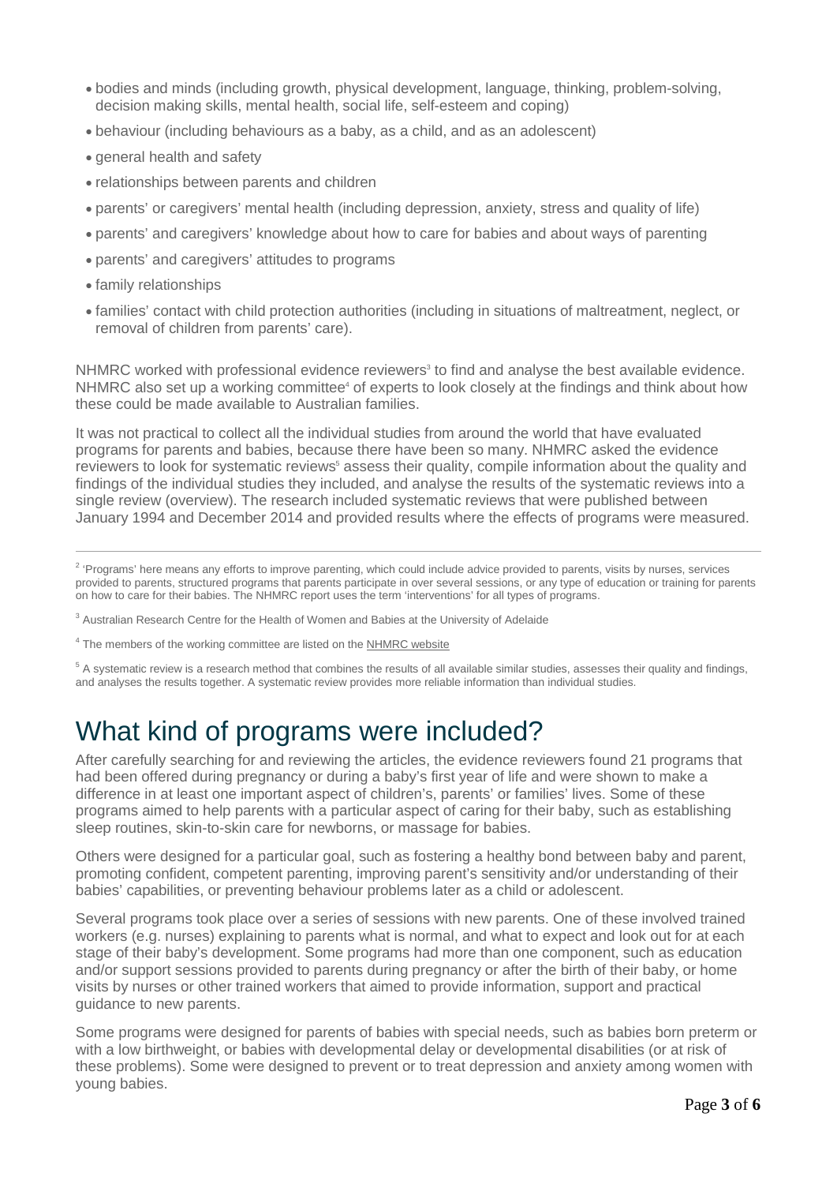- bodies and minds (including growth, physical development, language, thinking, problem-solving, decision making skills, mental health, social life, self-esteem and coping)
- behaviour (including behaviours as a baby, as a child, and as an adolescent)
- general health and safety
- relationships between parents and children
- parents' or caregivers' mental health (including depression, anxiety, stress and quality of life)
- parents' and caregivers' knowledge about how to care for babies and about ways of parenting
- parents' and caregivers' attitudes to programs
- family relationships
- families' contact with child protection authorities (including in situations of maltreatment, neglect, or removal of children from parents' care).

NHMRC worked with professional evidence reviewers[3] to find and analyse the best available evidence. NHMRC also set up a working committee[4] of experts to look closely at the findings and think about how these could be made available to Australian families.

It was not practical to collect all the individual studies from around the world that have evaluated programs for parents and babies, because there have been so many. NHMRC asked the evidence reviewers to look for systematic reviews[5] assess their quality, compile information about the quality and findings of the individual studies they included, and analyse the results of the systematic reviews into a single review (overview). The research included systematic reviews that were published between January 1994 and December 2014 and provided results where the effects of programs were measured.

---

[2] 'Programs' here means any efforts to improve parenting, which could include advice provided to parents, visits by nurses, services provided to parents, structured programs that parents participate in over several sessions, or any type of education or training for parents on how to care for their babies. The NHMRC report uses the term 'interventions' for all types of programs.

[3] Australian Research Centre for the Health of Women and Babies at the University of Adelaide

[4] The members of the working committee are listed on the NHMRC website

[5] A systematic review is a research method that combines the results of all available similar studies, assesses their quality and findings, and analyses the results together. A systematic review provides more reliable information than individual studies.

# What kind of programs were included?

After carefully searching for and reviewing the articles, the evidence reviewers found 21 programs that had been offered during pregnancy or during a baby's first year of life and were shown to make a difference in at least one important aspect of children's, parents' or families' lives. Some of these programs aimed to help parents with a particular aspect of caring for their baby, such as establishing sleep routines, skin-to-skin care for newborns, or massage for babies.

Others were designed for a particular goal, such as fostering a healthy bond between baby and parent, promoting confident, competent parenting, improving parent's sensitivity and/or understanding of their babies' capabilities, or preventing behaviour problems later as a child or adolescent.

Several programs took place over a series of sessions with new parents. One of these involved trained workers (e.g. nurses) explaining to parents what is normal, and what to expect and look out for at each stage of their baby's development. Some programs had more than one component, such as education and/or support sessions provided to parents during pregnancy or after the birth of their baby, or home visits by nurses or other trained workers that aimed to provide information, support and practical guidance to new parents.

Some programs were designed for parents of babies with special needs, such as babies born preterm or with a low birthweight, or babies with developmental delay or developmental disabilities (or at risk of these problems). Some were designed to prevent or to treat depression and anxiety among women with young babies.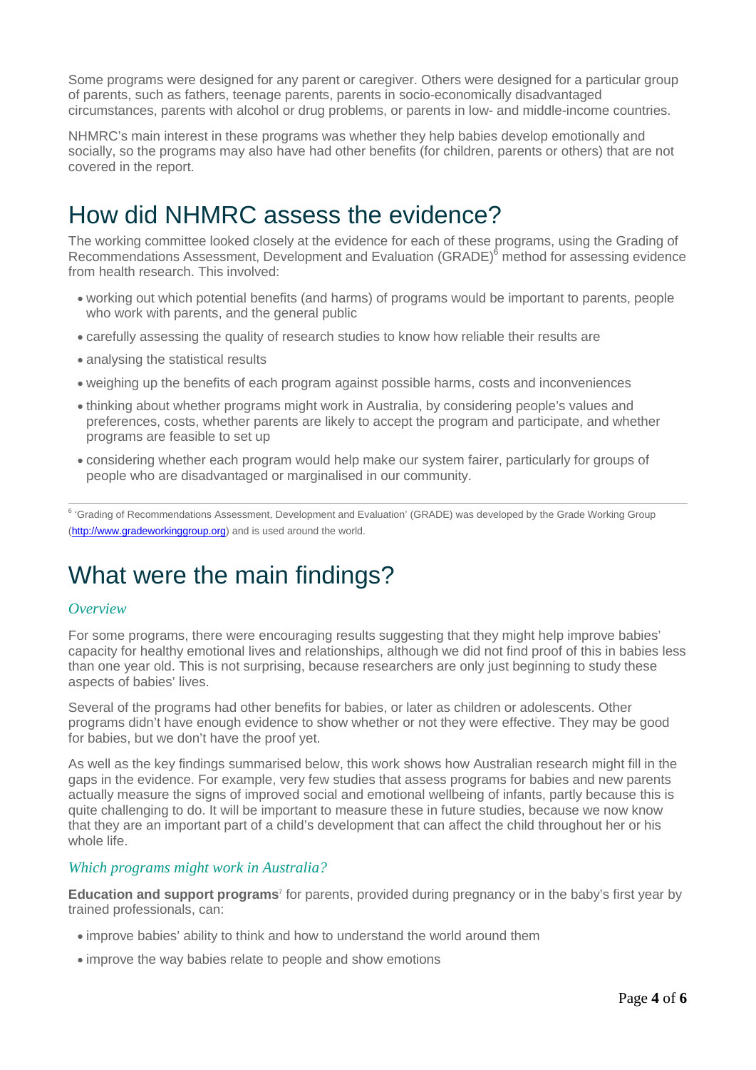Some programs were designed for any parent or caregiver. Others were designed for a particular group of parents, such as fathers, teenage parents, parents in socio-economically disadvantaged circumstances, parents with alcohol or drug problems, or parents in low- and middle-income countries.

NHMRC's main interest in these programs was whether they help babies develop emotionally and socially, so the programs may also have had other benefits (for children, parents or others) that are not covered in the report.

# How did NHMRC assess the evidence?

The working committee looked closely at the evidence for each of these programs, using the Grading of Recommendations Assessment, Development and Evaluation (GRADE)[6] method for assessing evidence from health research. This involved:

- working out which potential benefits (and harms) of programs would be important to parents, people who work with parents, and the general public
- carefully assessing the quality of research studies to know how reliable their results are
- analysing the statistical results
- weighing up the benefits of each program against possible harms, costs and inconveniences
- thinking about whether programs might work in Australia, by considering people's values and preferences, costs, whether parents are likely to accept the program and participate, and whether programs are feasible to set up
- considering whether each program would help make our system fairer, particularly for groups of people who are disadvantaged or marginalised in our community.

---

[6] 'Grading of Recommendations Assessment, Development and Evaluation' (GRADE) was developed by the Grade Working Group (http://www.gradeworkinggroup.org) and is used around the world.

# What were the main findings?

### *Overview*

For some programs, there were encouraging results suggesting that they might help improve babies' capacity for healthy emotional lives and relationships, although we did not find proof of this in babies less than one year old. This is not surprising, because researchers are only just beginning to study these aspects of babies' lives.

Several of the programs had other benefits for babies, or later as children or adolescents. Other programs didn't have enough evidence to show whether or not they were effective. They may be good for babies, but we don't have the proof yet.

As well as the key findings summarised below, this work shows how Australian research might fill in the gaps in the evidence. For example, very few studies that assess programs for babies and new parents actually measure the signs of improved social and emotional wellbeing of infants, partly because this is quite challenging to do. It will be important to measure these in future studies, because we now know that they are an important part of a child's development that can affect the child throughout her or his whole life.

### *Which programs might work in Australia?*

**Education and support programs**[7] for parents, provided during pregnancy or in the baby's first year by trained professionals, can:

- improve babies' ability to think and how to understand the world around them
- improve the way babies relate to people and show emotions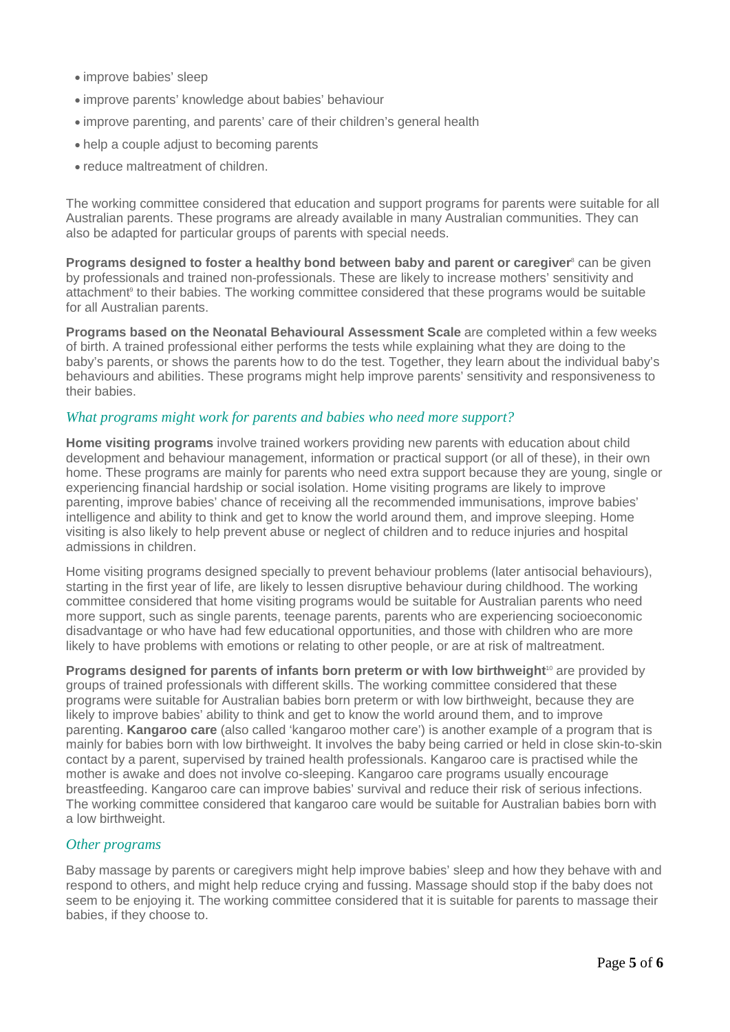- improve babies' sleep
- improve parents' knowledge about babies' behaviour
- improve parenting, and parents' care of their children's general health
- help a couple adjust to becoming parents
- reduce maltreatment of children.

The working committee considered that education and support programs for parents were suitable for all Australian parents. These programs are already available in many Australian communities. They can also be adapted for particular groups of parents with special needs.

**Programs designed to foster a healthy bond between baby and parent or caregiver**[8] can be given by professionals and trained non-professionals. These are likely to increase mothers' sensitivity and attachment[9] to their babies. The working committee considered that these programs would be suitable for all Australian parents.

**Programs based on the Neonatal Behavioural Assessment Scale** are completed within a few weeks of birth. A trained professional either performs the tests while explaining what they are doing to the baby's parents, or shows the parents how to do the test. Together, they learn about the individual baby's behaviours and abilities. These programs might help improve parents' sensitivity and responsiveness to their babies.

### *What programs might work for parents and babies who need more support?*

**Home visiting programs** involve trained workers providing new parents with education about child development and behaviour management, information or practical support (or all of these), in their own home. These programs are mainly for parents who need extra support because they are young, single or experiencing financial hardship or social isolation. Home visiting programs are likely to improve parenting, improve babies' chance of receiving all the recommended immunisations, improve babies' intelligence and ability to think and get to know the world around them, and improve sleeping. Home visiting is also likely to help prevent abuse or neglect of children and to reduce injuries and hospital admissions in children.

Home visiting programs designed specially to prevent behaviour problems (later antisocial behaviours), starting in the first year of life, are likely to lessen disruptive behaviour during childhood. The working committee considered that home visiting programs would be suitable for Australian parents who need more support, such as single parents, teenage parents, parents who are experiencing socioeconomic disadvantage or who have had few educational opportunities, and those with children who are more likely to have problems with emotions or relating to other people, or are at risk of maltreatment.

**Programs designed for parents of infants born preterm or with low birthweight**[10] are provided by groups of trained professionals with different skills. The working committee considered that these programs were suitable for Australian babies born preterm or with low birthweight, because they are likely to improve babies' ability to think and get to know the world around them, and to improve parenting. **Kangaroo care** (also called 'kangaroo mother care') is another example of a program that is mainly for babies born with low birthweight. It involves the baby being carried or held in close skin-to-skin contact by a parent, supervised by trained health professionals. Kangaroo care is practised while the mother is awake and does not involve co-sleeping. Kangaroo care programs usually encourage breastfeeding. Kangaroo care can improve babies' survival and reduce their risk of serious infections. The working committee considered that kangaroo care would be suitable for Australian babies born with a low birthweight.

### *Other programs*

Baby massage by parents or caregivers might help improve babies' sleep and how they behave with and respond to others, and might help reduce crying and fussing. Massage should stop if the baby does not seem to be enjoying it. The working committee considered that it is suitable for parents to massage their babies, if they choose to.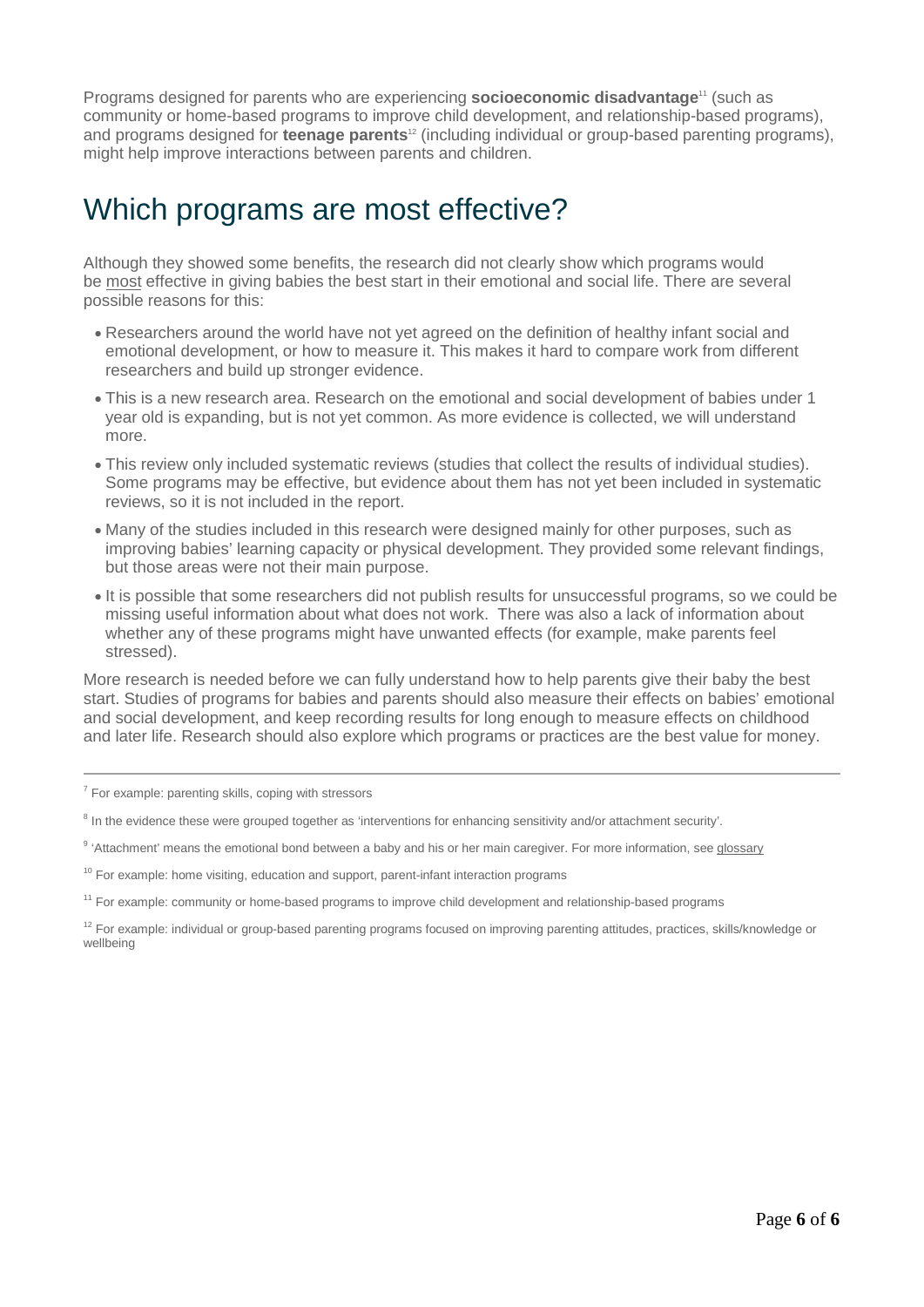Programs designed for parents who are experiencing **socioeconomic disadvantage**[11] (such as community or home-based programs to improve child development, and relationship-based programs), and programs designed for **teenage parents**[12] (including individual or group-based parenting programs), might help improve interactions between parents and children.

# Which programs are most effective?

Although they showed some benefits, the research did not clearly show which programs would be most effective in giving babies the best start in their emotional and social life. There are several possible reasons for this:

- Researchers around the world have not yet agreed on the definition of healthy infant social and emotional development, or how to measure it. This makes it hard to compare work from different researchers and build up stronger evidence.
- This is a new research area. Research on the emotional and social development of babies under 1 year old is expanding, but is not yet common. As more evidence is collected, we will understand more.
- This review only included systematic reviews (studies that collect the results of individual studies). Some programs may be effective, but evidence about them has not yet been included in systematic reviews, so it is not included in the report.
- Many of the studies included in this research were designed mainly for other purposes, such as improving babies' learning capacity or physical development. They provided some relevant findings, but those areas were not their main purpose.
- It is possible that some researchers did not publish results for unsuccessful programs, so we could be missing useful information about what does not work. There was also a lack of information about whether any of these programs might have unwanted effects (for example, make parents feel stressed).

More research is needed before we can fully understand how to help parents give their baby the best start. Studies of programs for babies and parents should also measure their effects on babies' emotional and social development, and keep recording results for long enough to measure effects on childhood and later life. Research should also explore which programs or practices are the best value for money.

---

[7] For example: parenting skills, coping with stressors

[8] In the evidence these were grouped together as 'interventions for enhancing sensitivity and/or attachment security'.

[9] 'Attachment' means the emotional bond between a baby and his or her main caregiver. For more information, see glossary

[10] For example: home visiting, education and support, parent-infant interaction programs

[11] For example: community or home-based programs to improve child development and relationship-based programs

[12] For example: individual or group-based parenting programs focused on improving parenting attitudes, practices, skills/knowledge or wellbeing